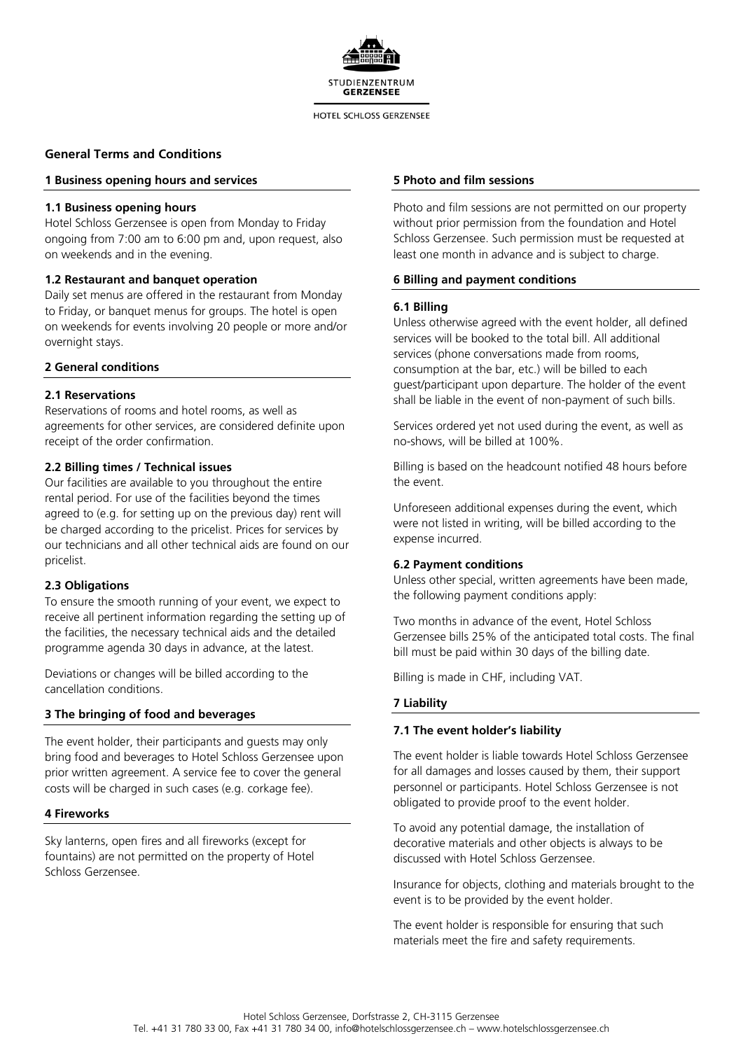STUDIENZENTRUM
**GERZENSEE**

HOTEL SCHLOSS GERZENSEE

# General Terms and Conditions

## 1 Business opening hours and services

### 1.1 Business opening hours

Hotel Schloss Gerzensee is open from Monday to Friday ongoing from 7:00 am to 6:00 pm and, upon request, also on weekends and in the evening.

### 1.2 Restaurant and banquet operation

Daily set menus are offered in the restaurant from Monday to Friday, or banquet menus for groups. The hotel is open on weekends for events involving 20 people or more and/or overnight stays.

## 2 General conditions

### 2.1 Reservations

Reservations of rooms and hotel rooms, as well as agreements for other services, are considered definite upon receipt of the order confirmation.

### 2.2 Billing times / Technical issues

Our facilities are available to you throughout the entire rental period. For use of the facilities beyond the times agreed to (e.g. for setting up on the previous day) rent will be charged according to the pricelist. Prices for services by our technicians and all other technical aids are found on our pricelist.

### 2.3 Obligations

To ensure the smooth running of your event, we expect to receive all pertinent information regarding the setting up of the facilities, the necessary technical aids and the detailed programme agenda 30 days in advance, at the latest.

Deviations or changes will be billed according to the cancellation conditions.

## 3 The bringing of food and beverages

The event holder, their participants and guests may only bring food and beverages to Hotel Schloss Gerzensee upon prior written agreement. A service fee to cover the general costs will be charged in such cases (e.g. corkage fee).

## 4 Fireworks

Sky lanterns, open fires and all fireworks (except for fountains) are not permitted on the property of Hotel Schloss Gerzensee.

## 5 Photo and film sessions

Photo and film sessions are not permitted on our property without prior permission from the foundation and Hotel Schloss Gerzensee. Such permission must be requested at least one month in advance and is subject to charge.

## 6 Billing and payment conditions

### 6.1 Billing

Unless otherwise agreed with the event holder, all defined services will be booked to the total bill. All additional services (phone conversations made from rooms, consumption at the bar, etc.) will be billed to each guest/participant upon departure. The holder of the event shall be liable in the event of non-payment of such bills.

Services ordered yet not used during the event, as well as no-shows, will be billed at 100%.

Billing is based on the headcount notified 48 hours before the event.

Unforeseen additional expenses during the event, which were not listed in writing, will be billed according to the expense incurred.

### 6.2 Payment conditions

Unless other special, written agreements have been made, the following payment conditions apply:

Two months in advance of the event, Hotel Schloss Gerzensee bills 25% of the anticipated total costs. The final bill must be paid within 30 days of the billing date.

Billing is made in CHF, including VAT.

## 7 Liability

### 7.1 The event holder's liability

The event holder is liable towards Hotel Schloss Gerzensee for all damages and losses caused by them, their support personnel or participants. Hotel Schloss Gerzensee is not obligated to provide proof to the event holder.

To avoid any potential damage, the installation of decorative materials and other objects is always to be discussed with Hotel Schloss Gerzensee.

Insurance for objects, clothing and materials brought to the event is to be provided by the event holder.

The event holder is responsible for ensuring that such materials meet the fire and safety requirements.

Hotel Schloss Gerzensee, Dorfstrasse 2, CH-3115 Gerzensee
Tel. +41 31 780 33 00, Fax +41 31 780 34 00, info@hotelschlossgerzensee.ch – www.hotelschlossgerzensee.ch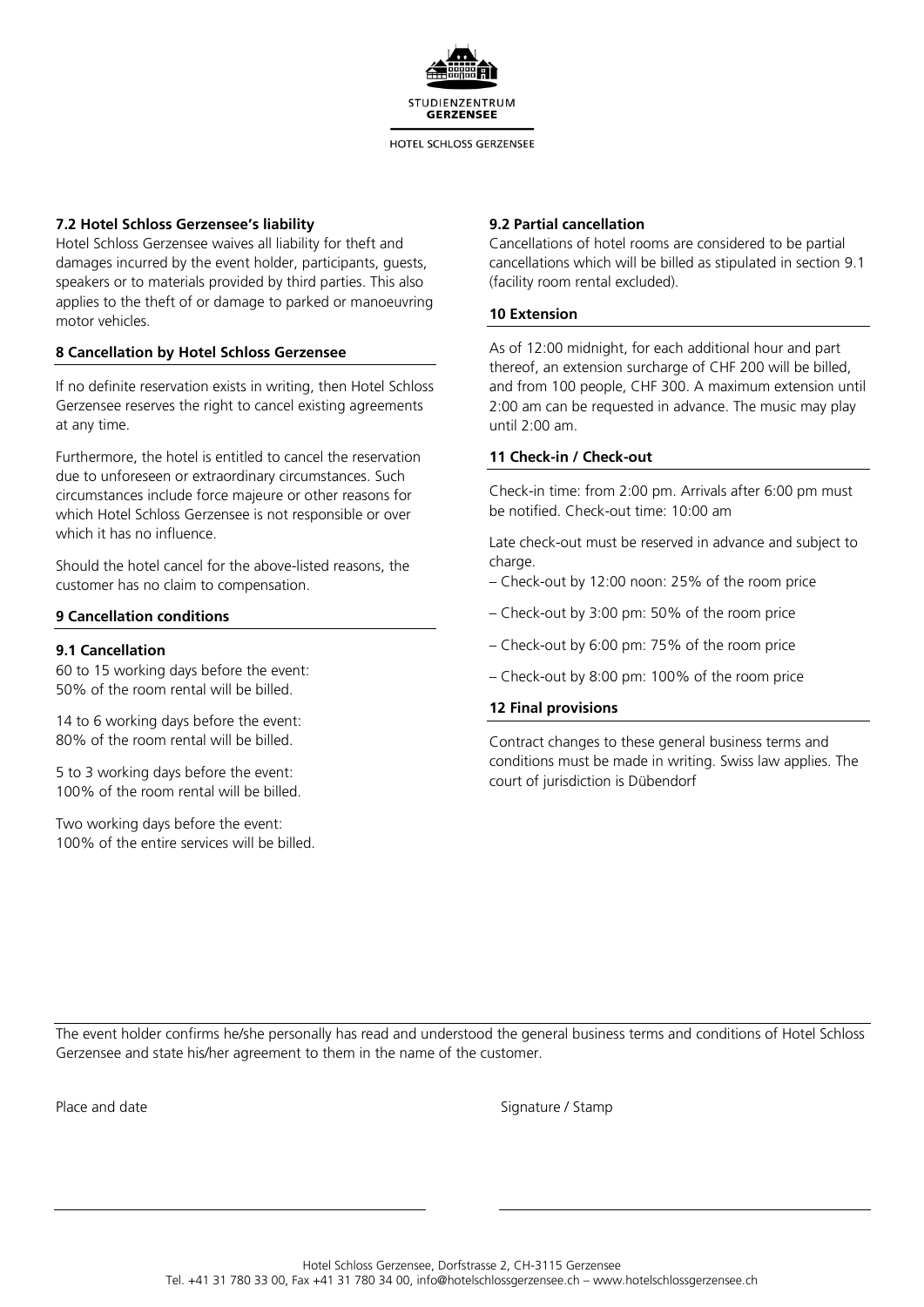### 7.2 Hotel Schloss Gerzensee's liability

Hotel Schloss Gerzensee waives all liability for theft and damages incurred by the event holder, participants, guests, speakers or to materials provided by third parties. This also applies to the theft of or damage to parked or manoeuvring motor vehicles.

## 8 Cancellation by Hotel Schloss Gerzensee

If no definite reservation exists in writing, then Hotel Schloss Gerzensee reserves the right to cancel existing agreements at any time.

Furthermore, the hotel is entitled to cancel the reservation due to unforeseen or extraordinary circumstances. Such circumstances include force majeure or other reasons for which Hotel Schloss Gerzensee is not responsible or over which it has no influence.

Should the hotel cancel for the above-listed reasons, the customer has no claim to compensation.

## 9 Cancellation conditions

### 9.1 Cancellation

60 to 15 working days before the event:
50% of the room rental will be billed.

14 to 6 working days before the event:
80% of the room rental will be billed.

5 to 3 working days before the event:
100% of the room rental will be billed.

Two working days before the event:
100% of the entire services will be billed.

### 9.2 Partial cancellation

Cancellations of hotel rooms are considered to be partial cancellations which will be billed as stipulated in section 9.1 (facility room rental excluded).

## 10 Extension

As of 12:00 midnight, for each additional hour and part thereof, an extension surcharge of CHF 200 will be billed, and from 100 people, CHF 300. A maximum extension until 2:00 am can be requested in advance. The music may play until 2:00 am.

## 11 Check-in / Check-out

Check-in time: from 2:00 pm. Arrivals after 6:00 pm must be notified. Check-out time: 10:00 am

Late check-out must be reserved in advance and subject to charge.

– Check-out by 12:00 noon: 25% of the room price

– Check-out by 3:00 pm: 50% of the room price

– Check-out by 6:00 pm: 75% of the room price

– Check-out by 8:00 pm: 100% of the room price

## 12 Final provisions

Contract changes to these general business terms and conditions must be made in writing. Swiss law applies. The court of jurisdiction is Dübendorf

The event holder confirms he/she personally has read and understood the general business terms and conditions of Hotel Schloss Gerzensee and state his/her agreement to them in the name of the customer.

Place and date

Signature / Stamp